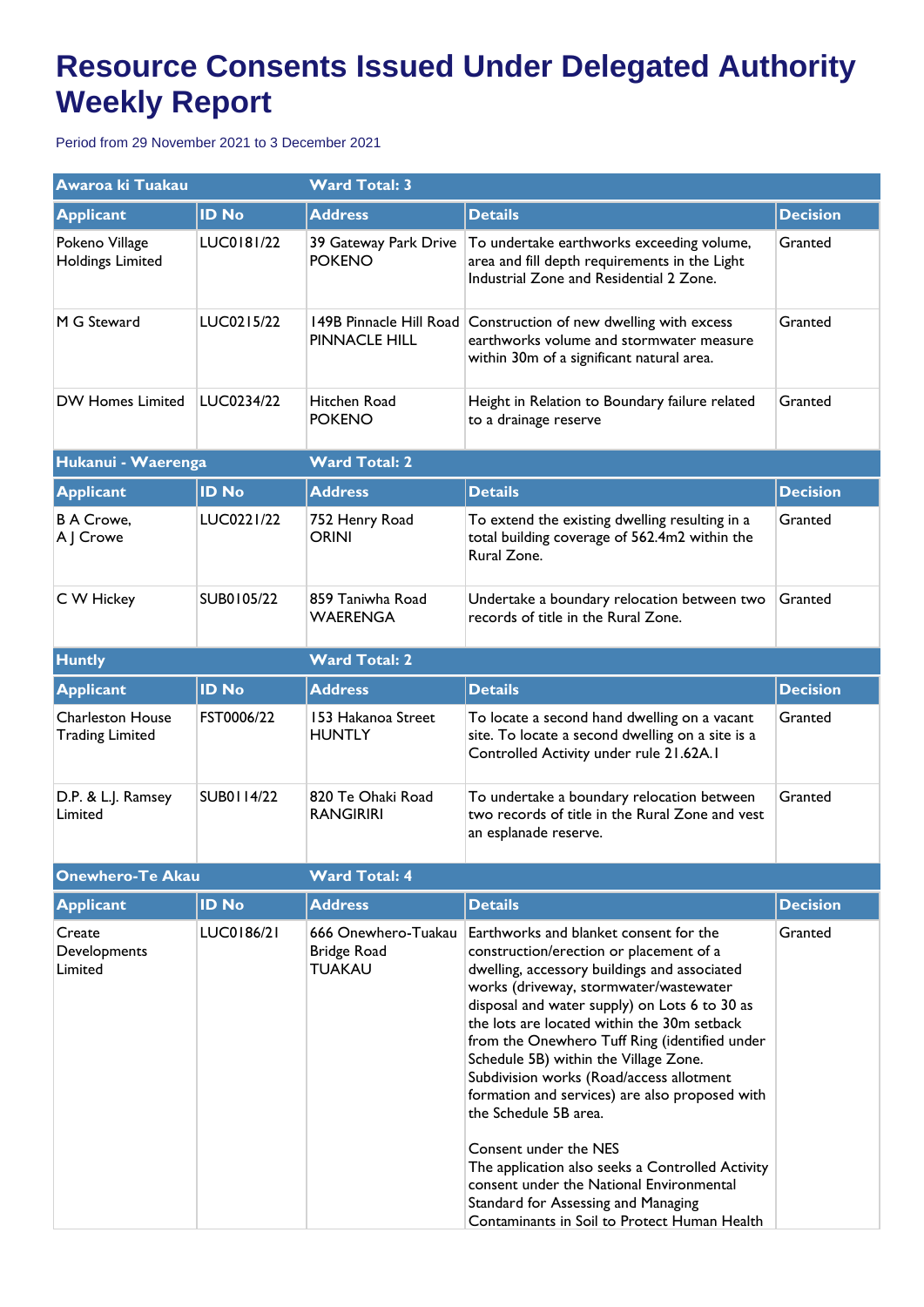# Resource Consents Issued Under Delegated Authority Weekly Report

Period from 29 November 2021 to 3 December 2021

| Awaroa ki Tuakau | | Ward Total: 3 | | |
|---|---|---|---|---|
| **Applicant** | **ID No** | **Address** | **Details** | **Decision** |
| Pokeno Village Holdings Limited | LUC0181/22 | 39 Gateway Park Drive POKENO | To undertake earthworks exceeding volume, area and fill depth requirements in the Light Industrial Zone and Residential 2 Zone. | Granted |
| M G Steward | LUC0215/22 | 149B Pinnacle Hill Road PINNACLE HILL | Construction of new dwelling with excess earthworks volume and stormwater measure within 30m of a significant natural area. | Granted |
| DW Homes Limited | LUC0234/22 | Hitchen Road POKENO | Height in Relation to Boundary failure related to a drainage reserve | Granted |

| Hukanui - Waerenga | | Ward Total: 2 | | |
|---|---|---|---|---|
| **Applicant** | **ID No** | **Address** | **Details** | **Decision** |
| B A Crowe, A J Crowe | LUC0221/22 | 752 Henry Road ORINI | To extend the existing dwelling resulting in a total building coverage of 562.4m2 within the Rural Zone. | Granted |
| C W Hickey | SUB0105/22 | 859 Taniwha Road WAERENGA | Undertake a boundary relocation between two records of title in the Rural Zone. | Granted |

| Huntly | | Ward Total: 2 | | |
|---|---|---|---|---|
| **Applicant** | **ID No** | **Address** | **Details** | **Decision** |
| Charleston House Trading Limited | FST0006/22 | 153 Hakanoa Street HUNTLY | To locate a second hand dwelling on a vacant site. To locate a second dwelling on a site is a Controlled Activity under rule 21.62A.1 | Granted |
| D.P. & L.J. Ramsey Limited | SUB0114/22 | 820 Te Ohaki Road RANGIRIRI | To undertake a boundary relocation between two records of title in the Rural Zone and vest an esplanade reserve. | Granted |

| Onewhero-Te Akau | | Ward Total: 4 | | |
|---|---|---|---|---|
| **Applicant** | **ID No** | **Address** | **Details** | **Decision** |
| Create Developments Limited | LUC0186/21 | 666 Onewhero-Tuakau Bridge Road TUAKAU | Earthworks and blanket consent for the construction/erection or placement of a dwelling, accessory buildings and associated works (driveway, stormwater/wastewater disposal and water supply) on Lots 6 to 30 as the lots are located within the 30m setback from the Onewhero Tuff Ring (identified under Schedule 5B) within the Village Zone. Subdivision works (Road/access allotment formation and services) are also proposed with the Schedule 5B area.<br><br>Consent under the NES<br>The application also seeks a Controlled Activity consent under the National Environmental Standard for Assessing and Managing Contaminants in Soil to Protect Human Health | Granted |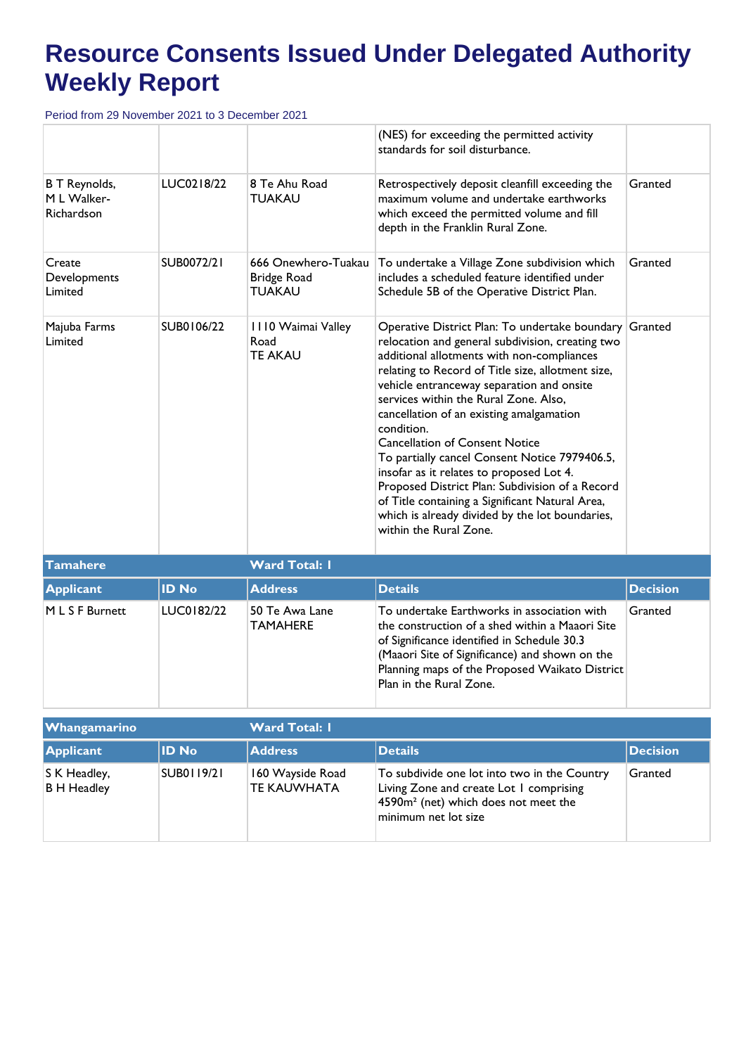# Resource Consents Issued Under Delegated Authority Weekly Report

Period from 29 November 2021 to 3 December 2021

| | | | | |
|---|---|---|---|---|
| | | | (NES) for exceeding the permitted activity standards for soil disturbance. | |
| B T Reynolds, M L Walker-Richardson | LUC0218/22 | 8 Te Ahu Road TUAKAU | Retrospectively deposit cleanfill exceeding the maximum volume and undertake earthworks which exceed the permitted volume and fill depth in the Franklin Rural Zone. | Granted |
| Create Developments Limited | SUB0072/21 | 666 Onewhero-Tuakau Bridge Road TUAKAU | To undertake a Village Zone subdivision which includes a scheduled feature identified under Schedule 5B of the Operative District Plan. | Granted |
| Majuba Farms Limited | SUB0106/22 | 1110 Waimai Valley Road TE AKAU | Operative District Plan: To undertake boundary relocation and general subdivision, creating two additional allotments with non-compliances relating to Record of Title size, allotment size, vehicle entranceway separation and onsite services within the Rural Zone. Also, cancellation of an existing amalgamation condition.<br>Cancellation of Consent Notice<br>To partially cancel Consent Notice 7979406.5, insofar as it relates to proposed Lot 4.<br>Proposed District Plan: Subdivision of a Record of Title containing a Significant Natural Area, which is already divided by the lot boundaries, within the Rural Zone. | Granted |

**Tamahere** Ward Total: 1

| Applicant | ID No | Address | Details | Decision |
|---|---|---|---|---|
| M L S F Burnett | LUC0182/22 | 50 Te Awa Lane TAMAHERE | To undertake Earthworks in association with the construction of a shed within a Maaori Site of Significance identified in Schedule 30.3 (Maaori Site of Significance) and shown on the Planning maps of the Proposed Waikato District Plan in the Rural Zone. | Granted |

**Whangamarino** Ward Total: 1

| Applicant | ID No | Address | Details | Decision |
|---|---|---|---|---|
| S K Headley, B H Headley | SUB0119/21 | 160 Wayside Road TE KAUWHATA | To subdivide one lot into two in the Country Living Zone and create Lot 1 comprising 4590m² (net) which does not meet the minimum net lot size | Granted |